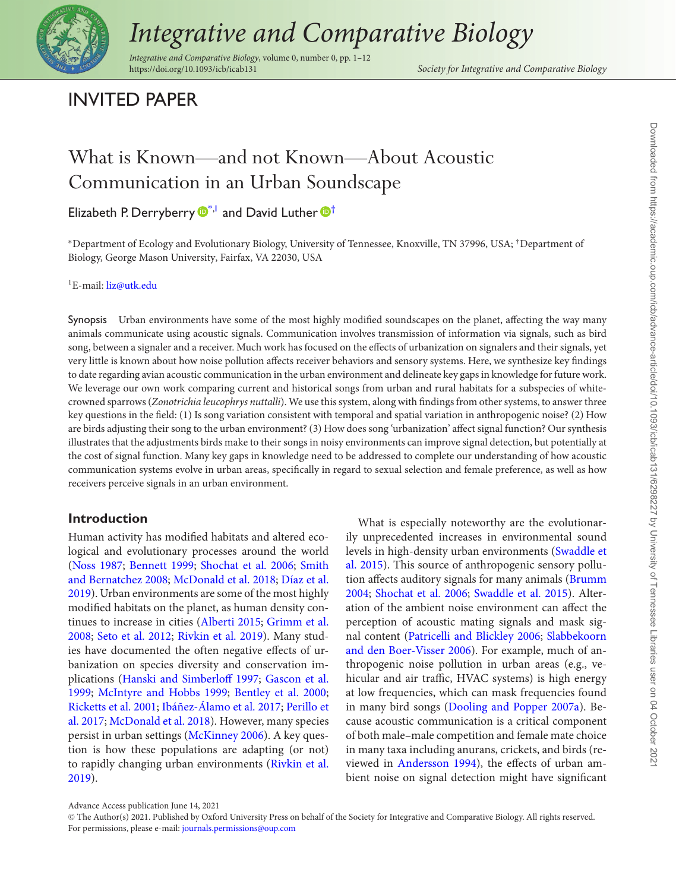INVITED PAPER

# What is Known—and not Known—About Acoustic Communication in an Urban Soundscape

Elizabeth P. Derryberry[*,1] and David Luther[†]

[*]Department of Ecology and Evolutionary Biology, University of Tennessee, Knoxville, TN 37996, USA; [†]Department of Biology, George Mason University, Fairfax, VA 22030, USA

[1]E-mail: liz@utk.edu

**Synopsis** Urban environments have some of the most highly modified soundscapes on the planet, affecting the way many animals communicate using acoustic signals. Communication involves transmission of information via signals, such as bird song, between a signaler and a receiver. Much work has focused on the effects of urbanization on signalers and their signals, yet very little is known about how noise pollution affects receiver behaviors and sensory systems. Here, we synthesize key findings to date regarding avian acoustic communication in the urban environment and delineate key gaps in knowledge for future work. We leverage our own work comparing current and historical songs from urban and rural habitats for a subspecies of white-crowned sparrows (*Zonotrichia leucophrys nuttalli*). We use this system, along with findings from other systems, to answer three key questions in the field: (1) Is song variation consistent with temporal and spatial variation in anthropogenic noise? (2) How are birds adjusting their song to the urban environment? (3) How does song 'urbanization' affect signal function? Our synthesis illustrates that the adjustments birds make to their songs in noisy environments can improve signal detection, but potentially at the cost of signal function. Many key gaps in knowledge need to be addressed to complete our understanding of how acoustic communication systems evolve in urban areas, specifically in regard to sexual selection and female preference, as well as how receivers perceive signals in an urban environment.

## Introduction

Human activity has modified habitats and altered ecological and evolutionary processes around the world (Noss 1987; Bennett 1999; Shochat et al. 2006; Smith and Bernatchez 2008; McDonald et al. 2018; Díaz et al. 2019). Urban environments are some of the most highly modified habitats on the planet, as human density continues to increase in cities (Alberti 2015; Grimm et al. 2008; Seto et al. 2012; Rivkin et al. 2019). Many studies have documented the often negative effects of urbanization on species diversity and conservation implications (Hanski and Simberloff 1997; Gascon et al. 1999; McIntyre and Hobbs 1999; Bentley et al. 2000; Ricketts et al. 2001; Ibáñez-Álamo et al. 2017; Perillo et al. 2017; McDonald et al. 2018). However, many species persist in urban settings (McKinney 2006). A key question is how these populations are adapting (or not) to rapidly changing urban environments (Rivkin et al. 2019).

What is especially noteworthy are the evolutionarily unprecedented increases in environmental sound levels in high-density urban environments (Swaddle et al. 2015). This source of anthropogenic sensory pollution affects auditory signals for many animals (Brumm 2004; Shochat et al. 2006; Swaddle et al. 2015). Alteration of the ambient noise environment can affect the perception of acoustic mating signals and mask signal content (Patricelli and Blickley 2006; Slabbekoorn and den Boer-Visser 2006). For example, much of anthropogenic noise pollution in urban areas (e.g., vehicular and air traffic, HVAC systems) is high energy at low frequencies, which can mask frequencies found in many bird songs (Dooling and Popper 2007a). Because acoustic communication is a critical component of both male–male competition and female mate choice in many taxa including anurans, crickets, and birds (reviewed in Andersson 1994), the effects of urban ambient noise on signal detection might have significant

Advance Access publication June 14, 2021
© The Author(s) 2021. Published by Oxford University Press on behalf of the Society for Integrative and Comparative Biology. All rights reserved. For permissions, please e-mail: journals.permissions@oup.com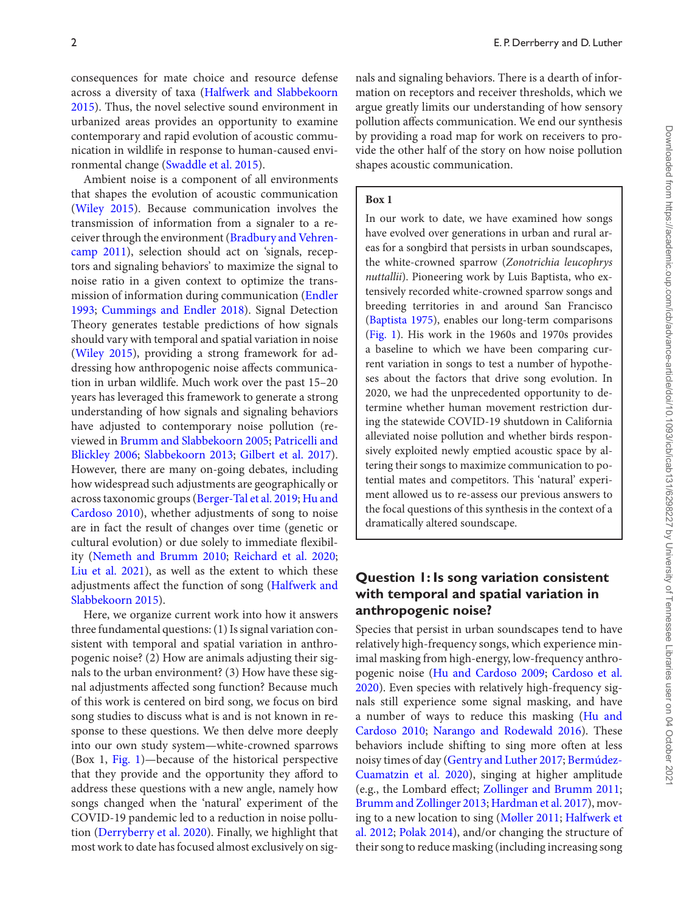consequences for mate choice and resource defense across a diversity of taxa (Halfwerk and Slabbekoorn 2015). Thus, the novel selective sound environment in urbanized areas provides an opportunity to examine contemporary and rapid evolution of acoustic communication in wildlife in response to human-caused environmental change (Swaddle et al. 2015).

Ambient noise is a component of all environments that shapes the evolution of acoustic communication (Wiley 2015). Because communication involves the transmission of information from a signaler to a receiver through the environment (Bradbury and Vehrencamp 2011), selection should act on 'signals, receptors and signaling behaviors' to maximize the signal to noise ratio in a given context to optimize the transmission of information during communication (Endler 1993; Cummings and Endler 2018). Signal Detection Theory generates testable predictions of how signals should vary with temporal and spatial variation in noise (Wiley 2015), providing a strong framework for addressing how anthropogenic noise affects communication in urban wildlife. Much work over the past 15–20 years has leveraged this framework to generate a strong understanding of how signals and signaling behaviors have adjusted to contemporary noise pollution (reviewed in Brumm and Slabbekoorn 2005; Patricelli and Blickley 2006; Slabbekoorn 2013; Gilbert et al. 2017). However, there are many on-going debates, including how widespread such adjustments are geographically or across taxonomic groups (Berger-Tal et al. 2019; Hu and Cardoso 2010), whether adjustments of song to noise are in fact the result of changes over time (genetic or cultural evolution) or due solely to immediate flexibility (Nemeth and Brumm 2010; Reichard et al. 2020; Liu et al. 2021), as well as the extent to which these adjustments affect the function of song (Halfwerk and Slabbekoorn 2015).

Here, we organize current work into how it answers three fundamental questions: (1) Is signal variation consistent with temporal and spatial variation in anthropogenic noise? (2) How are animals adjusting their signals to the urban environment? (3) How have these signal adjustments affected song function? Because much of this work is centered on bird song, we focus on bird song studies to discuss what is and is not known in response to these questions. We then delve more deeply into our own study system—white-crowned sparrows (Box 1, Fig. 1)—because of the historical perspective that they provide and the opportunity they afford to address these questions with a new angle, namely how songs changed when the 'natural' experiment of the COVID-19 pandemic led to a reduction in noise pollution (Derryberry et al. 2020). Finally, we highlight that most work to date has focused almost exclusively on signals and signaling behaviors. There is a dearth of information on receptors and receiver thresholds, which we argue greatly limits our understanding of how sensory pollution affects communication. We end our synthesis by providing a road map for work on receivers to provide the other half of the story on how noise pollution shapes acoustic communication.

> **Box 1**
>
> In our work to date, we have examined how songs have evolved over generations in urban and rural areas for a songbird that persists in urban soundscapes, the white-crowned sparrow (*Zonotrichia leucophrys nuttallii*). Pioneering work by Luis Baptista, who extensively recorded white-crowned sparrow songs and breeding territories in and around San Francisco (Baptista 1975), enables our long-term comparisons (Fig. 1). His work in the 1960s and 1970s provides a baseline to which we have been comparing current variation in songs to test a number of hypotheses about the factors that drive song evolution. In 2020, we had the unprecedented opportunity to determine whether human movement restriction during the statewide COVID-19 shutdown in California alleviated noise pollution and whether birds responsively exploited newly emptied acoustic space by altering their songs to maximize communication to potential mates and competitors. This 'natural' experiment allowed us to re-assess our previous answers to the focal questions of this synthesis in the context of a dramatically altered soundscape.

## Question 1: Is song variation consistent with temporal and spatial variation in anthropogenic noise?

Species that persist in urban soundscapes tend to have relatively high-frequency songs, which experience minimal masking from high-energy, low-frequency anthropogenic noise (Hu and Cardoso 2009; Cardoso et al. 2020). Even species with relatively high-frequency signals still experience some signal masking, and have a number of ways to reduce this masking (Hu and Cardoso 2010; Narango and Rodewald 2016). These behaviors include shifting to sing more often at less noisy times of day (Gentry and Luther 2017; Bermúdez-Cuamatzin et al. 2020), singing at higher amplitude (e.g., the Lombard effect; Zollinger and Brumm 2011; Brumm and Zollinger 2013; Hardman et al. 2017), moving to a new location to sing (Møller 2011; Halfwerk et al. 2012; Polak 2014), and/or changing the structure of their song to reduce masking (including increasing song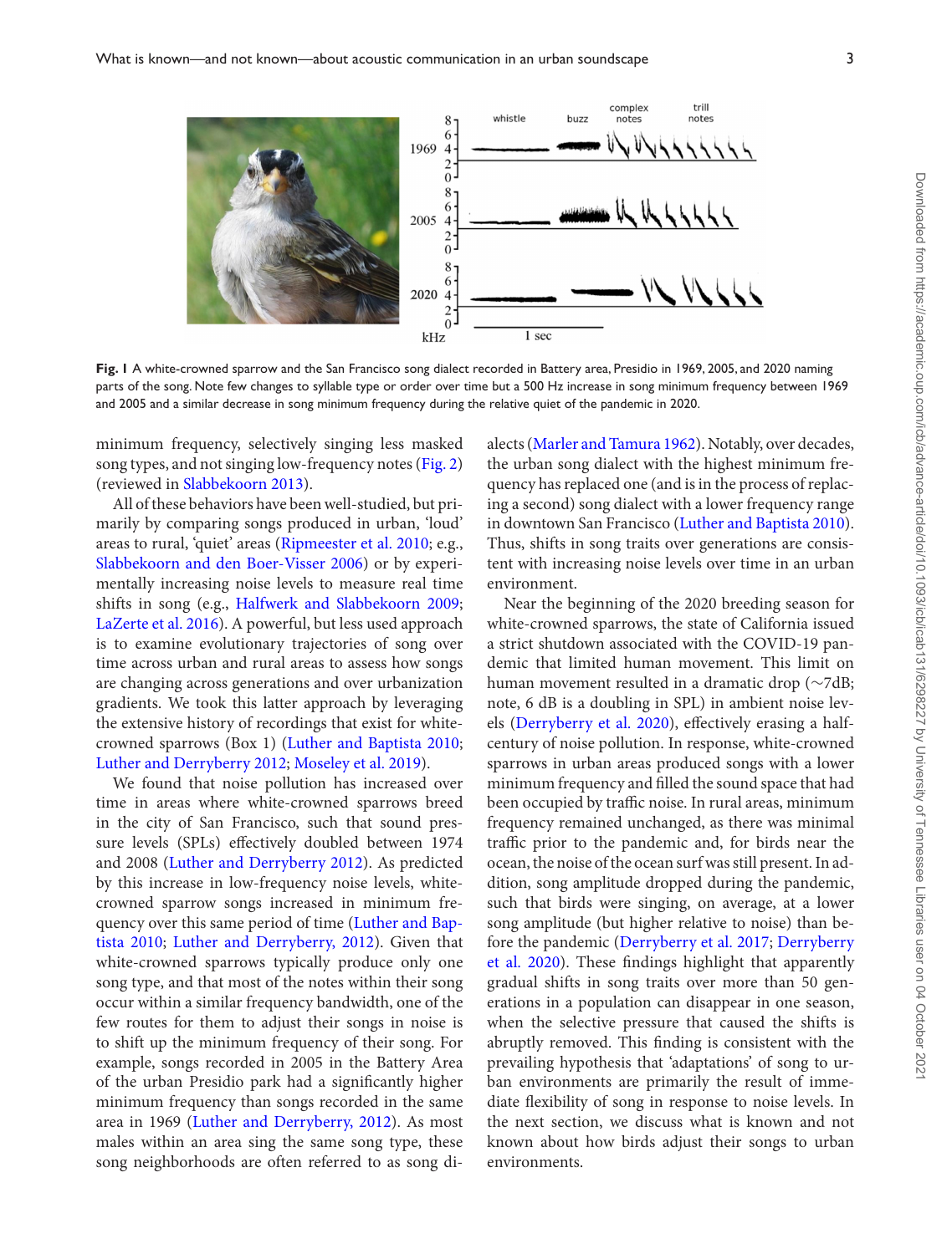Fig. 1 A white-crowned sparrow and the San Francisco song dialect recorded in Battery area, Presidio in 1969, 2005, and 2020 naming parts of the song. Note few changes to syllable type or order over time but a 500 Hz increase in song minimum frequency between 1969 and 2005 and a similar decrease in song minimum frequency during the relative quiet of the pandemic in 2020.

minimum frequency, selectively singing less masked song types, and not singing low-frequency notes (Fig. 2) (reviewed in Slabbekoorn 2013).

All of these behaviors have been well-studied, but primarily by comparing songs produced in urban, 'loud' areas to rural, 'quiet' areas (Ripmeester et al. 2010; e.g., Slabbekoorn and den Boer-Visser 2006) or by experimentally increasing noise levels to measure real time shifts in song (e.g., Halfwerk and Slabbekoorn 2009; LaZerte et al. 2016). A powerful, but less used approach is to examine evolutionary trajectories of song over time across urban and rural areas to assess how songs are changing across generations and over urbanization gradients. We took this latter approach by leveraging the extensive history of recordings that exist for white-crowned sparrows (Box 1) (Luther and Baptista 2010; Luther and Derryberry 2012; Moseley et al. 2019).

We found that noise pollution has increased over time in areas where white-crowned sparrows breed in the city of San Francisco, such that sound pressure levels (SPLs) effectively doubled between 1974 and 2008 (Luther and Derryberry 2012). As predicted by this increase in low-frequency noise levels, white-crowned sparrow songs increased in minimum frequency over this same period of time (Luther and Baptista 2010; Luther and Derryberry, 2012). Given that white-crowned sparrows typically produce only one song type, and that most of the notes within their song occur within a similar frequency bandwidth, one of the few routes for them to adjust their songs in noise is to shift up the minimum frequency of their song. For example, songs recorded in 2005 in the Battery Area of the urban Presidio park had a significantly higher minimum frequency than songs recorded in the same area in 1969 (Luther and Derryberry, 2012). As most males within an area sing the same song type, these song neighborhoods are often referred to as song dialects (Marler and Tamura 1962). Notably, over decades, the urban song dialect with the highest minimum frequency has replaced one (and is in the process of replacing a second) song dialect with a lower frequency range in downtown San Francisco (Luther and Baptista 2010). Thus, shifts in song traits over generations are consistent with increasing noise levels over time in an urban environment.

Near the beginning of the 2020 breeding season for white-crowned sparrows, the state of California issued a strict shutdown associated with the COVID-19 pandemic that limited human movement. This limit on human movement resulted in a dramatic drop (~7dB; note, 6 dB is a doubling in SPL) in ambient noise levels (Derryberry et al. 2020), effectively erasing a half-century of noise pollution. In response, white-crowned sparrows in urban areas produced songs with a lower minimum frequency and filled the sound space that had been occupied by traffic noise. In rural areas, minimum frequency remained unchanged, as there was minimal traffic prior to the pandemic and, for birds near the ocean, the noise of the ocean surf was still present. In addition, song amplitude dropped during the pandemic, such that birds were singing, on average, at a lower song amplitude (but higher relative to noise) than before the pandemic (Derryberry et al. 2017; Derryberry et al. 2020). These findings highlight that apparently gradual shifts in song traits over more than 50 generations in a population can disappear in one season, when the selective pressure that caused the shifts is abruptly removed. This finding is consistent with the prevailing hypothesis that 'adaptations' of song to urban environments are primarily the result of immediate flexibility of song in response to noise levels. In the next section, we discuss what is known and not known about how birds adjust their songs to urban environments.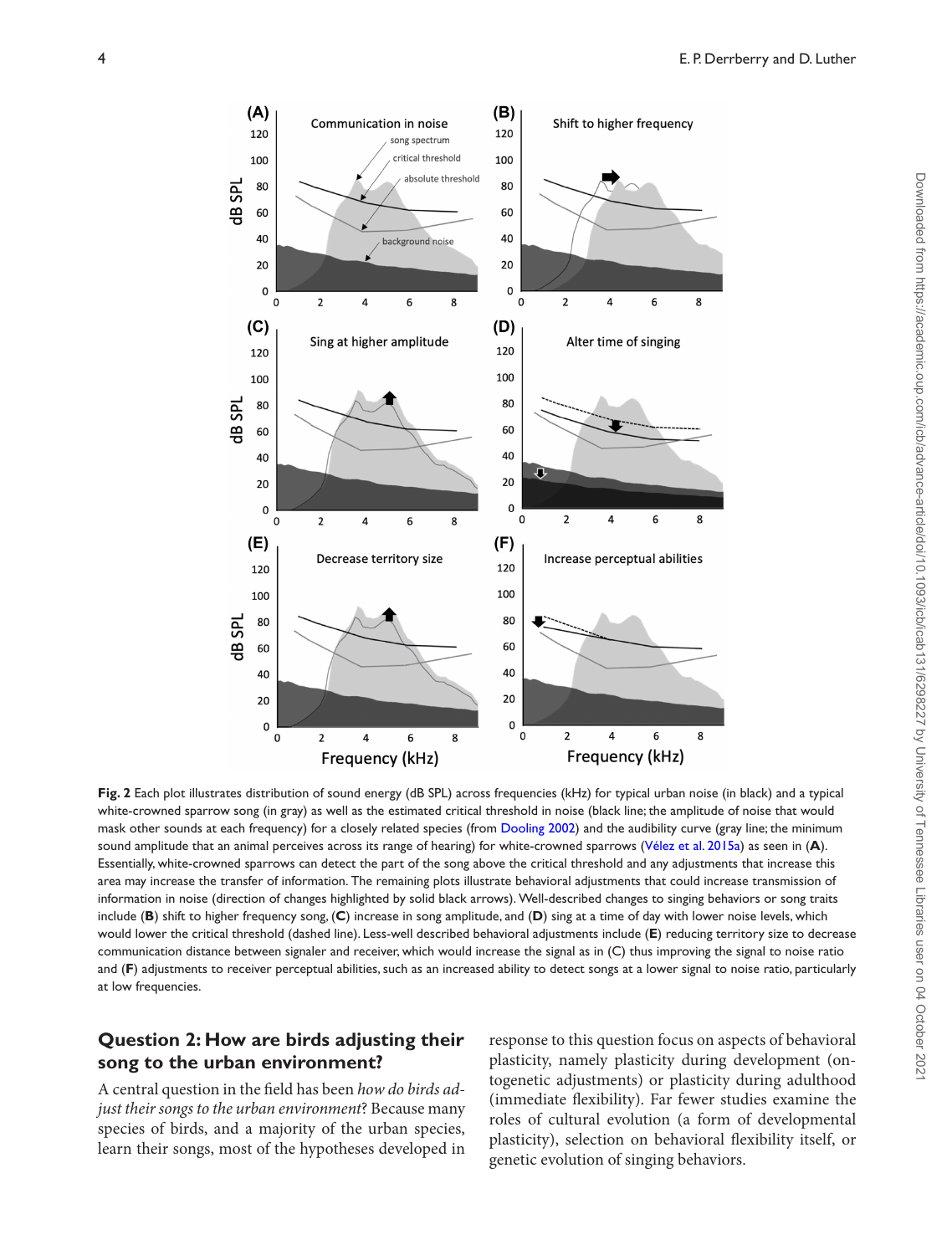**Fig. 2** Each plot illustrates distribution of sound energy (dB SPL) across frequencies (kHz) for typical urban noise (in black) and a typical white-crowned sparrow song (in gray) as well as the estimated critical threshold in noise (black line; the amplitude of noise that would mask other sounds at each frequency) for a closely related species (from Dooling 2002) and the audibility curve (gray line; the minimum sound amplitude that an animal perceives across its range of hearing) for white-crowned sparrows (Vélez et al. 2015a) as seen in (**A**). Essentially, white-crowned sparrows can detect the part of the song above the critical threshold and any adjustments that increase this area may increase the transfer of information. The remaining plots illustrate behavioral adjustments that could increase transmission of information in noise (direction of changes highlighted by solid black arrows). Well-described changes to singing behaviors or song traits include (**B**) shift to higher frequency song, (**C**) increase in song amplitude, and (**D**) sing at a time of day with lower noise levels, which would lower the critical threshold (dashed line). Less-well described behavioral adjustments include (**E**) reducing territory size to decrease communication distance between signaler and receiver, which would increase the signal as in (C) thus improving the signal to noise ratio and (**F**) adjustments to receiver perceptual abilities, such as an increased ability to detect songs at a lower signal to noise ratio, particularly at low frequencies.

## Question 2: How are birds adjusting their song to the urban environment?

A central question in the field has been *how do birds adjust their songs to the urban environment*? Because many species of birds, and a majority of the urban species, learn their songs, most of the hypotheses developed in response to this question focus on aspects of behavioral plasticity, namely plasticity during development (ontogenetic adjustments) or plasticity during adulthood (immediate flexibility). Far fewer studies examine the roles of cultural evolution (a form of developmental plasticity), selection on behavioral flexibility itself, or genetic evolution of singing behaviors.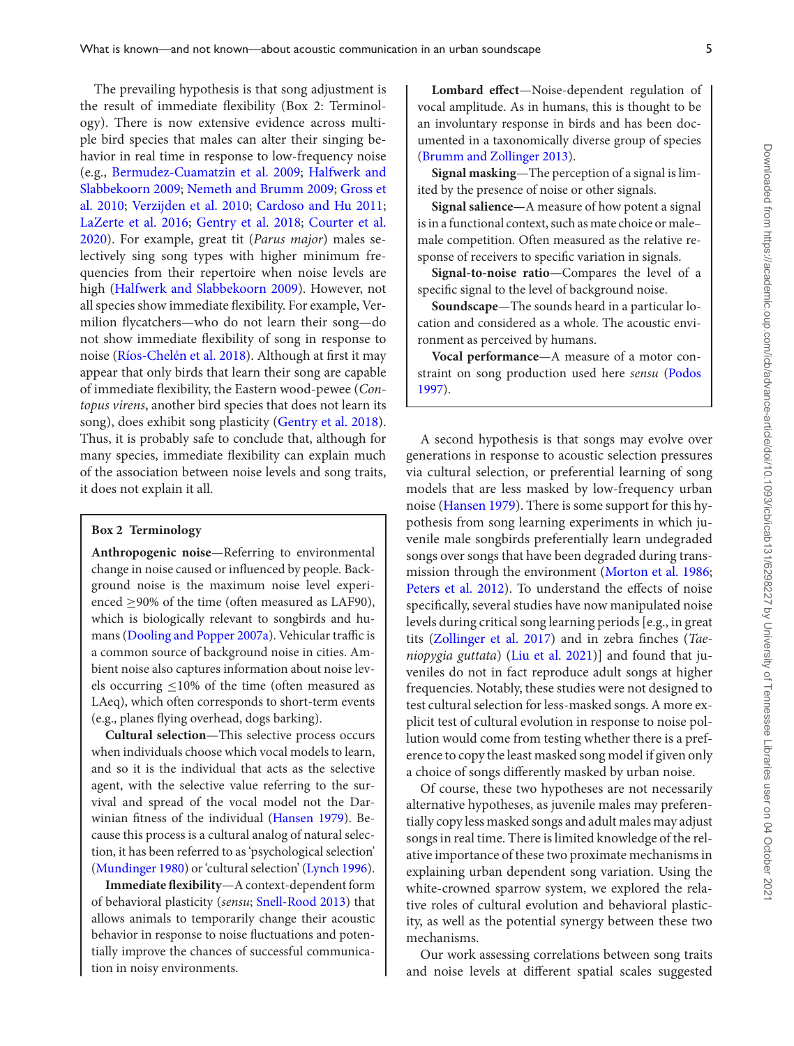The prevailing hypothesis is that song adjustment is the result of immediate flexibility (Box 2: Terminology). There is now extensive evidence across multiple bird species that males can alter their singing behavior in real time in response to low-frequency noise (e.g., Bermudez-Cuamatzin et al. 2009; Halfwerk and Slabbekoorn 2009; Nemeth and Brumm 2009; Gross et al. 2010; Verzijden et al. 2010; Cardoso and Hu 2011; LaZerte et al. 2016; Gentry et al. 2018; Courter et al. 2020). For example, great tit (*Parus major*) males selectively sing song types with higher minimum frequencies from their repertoire when noise levels are high (Halfwerk and Slabbekoorn 2009). However, not all species show immediate flexibility. For example, Vermilion flycatchers—who do not learn their song—do not show immediate flexibility of song in response to noise (Ríos-Chelén et al. 2018). Although at first it may appear that only birds that learn their song are capable of immediate flexibility, the Eastern wood-pewee (*Contopus virens*, another bird species that does not learn its song), does exhibit song plasticity (Gentry et al. 2018). Thus, it is probably safe to conclude that, although for many species, immediate flexibility can explain much of the association between noise levels and song traits, it does not explain it all.

> **Box 2 Terminology**
>
> **Anthropogenic noise**—Referring to environmental change in noise caused or influenced by people. Background noise is the maximum noise level experienced ≥90% of the time (often measured as LAF90), which is biologically relevant to songbirds and humans (Dooling and Popper 2007a). Vehicular traffic is a common source of background noise in cities. Ambient noise also captures information about noise levels occurring ≤10% of the time (often measured as LAeq), which often corresponds to short-term events (e.g., planes flying overhead, dogs barking).
>
> **Cultural selection**—This selective process occurs when individuals choose which vocal models to learn, and so it is the individual that acts as the selective agent, with the selective value referring to the survival and spread of the vocal model not the Darwinian fitness of the individual (Hansen 1979). Because this process is a cultural analog of natural selection, it has been referred to as 'psychological selection' (Mundinger 1980) or 'cultural selection' (Lynch 1996).
>
> **Immediate flexibility**—A context-dependent form of behavioral plasticity (*sensu*; Snell-Rood 2013) that allows animals to temporarily change their acoustic behavior in response to noise fluctuations and potentially improve the chances of successful communication in noisy environments.
>
> **Lombard effect**—Noise-dependent regulation of vocal amplitude. As in humans, this is thought to be an involuntary response in birds and has been documented in a taxonomically diverse group of species (Brumm and Zollinger 2013).
>
> **Signal masking**—The perception of a signal is limited by the presence of noise or other signals.
>
> **Signal salience**—A measure of how potent a signal is in a functional context, such as mate choice or male–male competition. Often measured as the relative response of receivers to specific variation in signals.
>
> **Signal-to-noise ratio**—Compares the level of a specific signal to the level of background noise.
>
> **Soundscape**—The sounds heard in a particular location and considered as a whole. The acoustic environment as perceived by humans.
>
> **Vocal performance**—A measure of a motor constraint on song production used here *sensu* (Podos 1997).

A second hypothesis is that songs may evolve over generations in response to acoustic selection pressures via cultural selection, or preferential learning of song models that are less masked by low-frequency urban noise (Hansen 1979). There is some support for this hypothesis from song learning experiments in which juvenile male songbirds preferentially learn undegraded songs over songs that have been degraded during transmission through the environment (Morton et al. 1986; Peters et al. 2012). To understand the effects of noise specifically, several studies have now manipulated noise levels during critical song learning periods [e.g., in great tits (Zollinger et al. 2017) and in zebra finches (*Taeniopygia guttata*) (Liu et al. 2021)] and found that juveniles do not in fact reproduce adult songs at higher frequencies. Notably, these studies were not designed to test cultural selection for less-masked songs. A more explicit test of cultural evolution in response to noise pollution would come from testing whether there is a preference to copy the least masked song model if given only a choice of songs differently masked by urban noise.

Of course, these two hypotheses are not necessarily alternative hypotheses, as juvenile males may preferentially copy less masked songs and adult males may adjust songs in real time. There is limited knowledge of the relative importance of these two proximate mechanisms in explaining urban dependent song variation. Using the white-crowned sparrow system, we explored the relative roles of cultural evolution and behavioral plasticity, as well as the potential synergy between these two mechanisms.

Our work assessing correlations between song traits and noise levels at different spatial scales suggested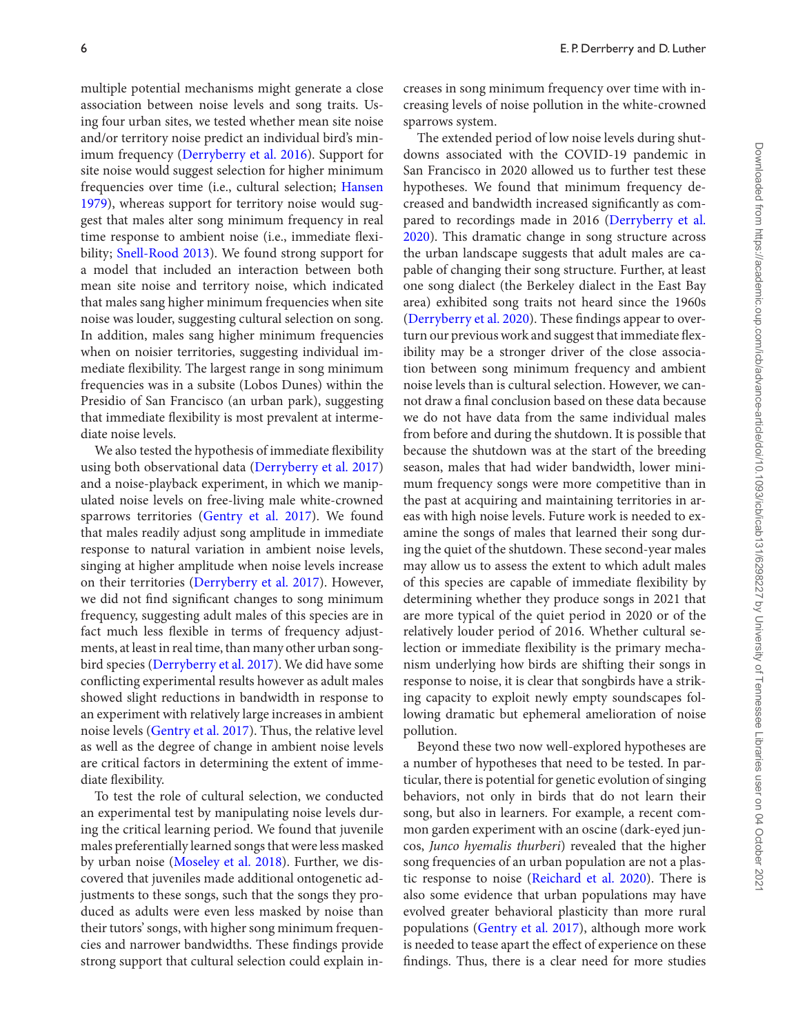multiple potential mechanisms might generate a close association between noise levels and song traits. Using four urban sites, we tested whether mean site noise and/or territory noise predict an individual bird's minimum frequency (Derryberry et al. 2016). Support for site noise would suggest selection for higher minimum frequencies over time (i.e., cultural selection; Hansen 1979), whereas support for territory noise would suggest that males alter song minimum frequency in real time response to ambient noise (i.e., immediate flexibility; Snell-Rood 2013). We found strong support for a model that included an interaction between both mean site noise and territory noise, which indicated that males sang higher minimum frequencies when site noise was louder, suggesting cultural selection on song. In addition, males sang higher minimum frequencies when on noisier territories, suggesting individual immediate flexibility. The largest range in song minimum frequencies was in a subsite (Lobos Dunes) within the Presidio of San Francisco (an urban park), suggesting that immediate flexibility is most prevalent at intermediate noise levels.

We also tested the hypothesis of immediate flexibility using both observational data (Derryberry et al. 2017) and a noise-playback experiment, in which we manipulated noise levels on free-living male white-crowned sparrows territories (Gentry et al. 2017). We found that males readily adjust song amplitude in immediate response to natural variation in ambient noise levels, singing at higher amplitude when noise levels increase on their territories (Derryberry et al. 2017). However, we did not find significant changes to song minimum frequency, suggesting adult males of this species are in fact much less flexible in terms of frequency adjustments, at least in real time, than many other urban songbird species (Derryberry et al. 2017). We did have some conflicting experimental results however as adult males showed slight reductions in bandwidth in response to an experiment with relatively large increases in ambient noise levels (Gentry et al. 2017). Thus, the relative level as well as the degree of change in ambient noise levels are critical factors in determining the extent of immediate flexibility.

To test the role of cultural selection, we conducted an experimental test by manipulating noise levels during the critical learning period. We found that juvenile males preferentially learned songs that were less masked by urban noise (Moseley et al. 2018). Further, we discovered that juveniles made additional ontogenetic adjustments to these songs, such that the songs they produced as adults were even less masked by noise than their tutors' songs, with higher song minimum frequencies and narrower bandwidths. These findings provide strong support that cultural selection could explain increases in song minimum frequency over time with increasing levels of noise pollution in the white-crowned sparrows system.

The extended period of low noise levels during shutdowns associated with the COVID-19 pandemic in San Francisco in 2020 allowed us to further test these hypotheses. We found that minimum frequency decreased and bandwidth increased significantly as compared to recordings made in 2016 (Derryberry et al. 2020). This dramatic change in song structure across the urban landscape suggests that adult males are capable of changing their song structure. Further, at least one song dialect (the Berkeley dialect in the East Bay area) exhibited song traits not heard since the 1960s (Derryberry et al. 2020). These findings appear to overturn our previous work and suggest that immediate flexibility may be a stronger driver of the close association between song minimum frequency and ambient noise levels than is cultural selection. However, we cannot draw a final conclusion based on these data because we do not have data from the same individual males from before and during the shutdown. It is possible that because the shutdown was at the start of the breeding season, males that had wider bandwidth, lower minimum frequency songs were more competitive than in the past at acquiring and maintaining territories in areas with high noise levels. Future work is needed to examine the songs of males that learned their song during the quiet of the shutdown. These second-year males may allow us to assess the extent to which adult males of this species are capable of immediate flexibility by determining whether they produce songs in 2021 that are more typical of the quiet period in 2020 or of the relatively louder period of 2016. Whether cultural selection or immediate flexibility is the primary mechanism underlying how birds are shifting their songs in response to noise, it is clear that songbirds have a striking capacity to exploit newly empty soundscapes following dramatic but ephemeral amelioration of noise pollution.

Beyond these two now well-explored hypotheses are a number of hypotheses that need to be tested. In particular, there is potential for genetic evolution of singing behaviors, not only in birds that do not learn their song, but also in learners. For example, a recent common garden experiment with an oscine (dark-eyed juncos, *Junco hyemalis thurberi*) revealed that the higher song frequencies of an urban population are not a plastic response to noise (Reichard et al. 2020). There is also some evidence that urban populations may have evolved greater behavioral plasticity than more rural populations (Gentry et al. 2017), although more work is needed to tease apart the effect of experience on these findings. Thus, there is a clear need for more studies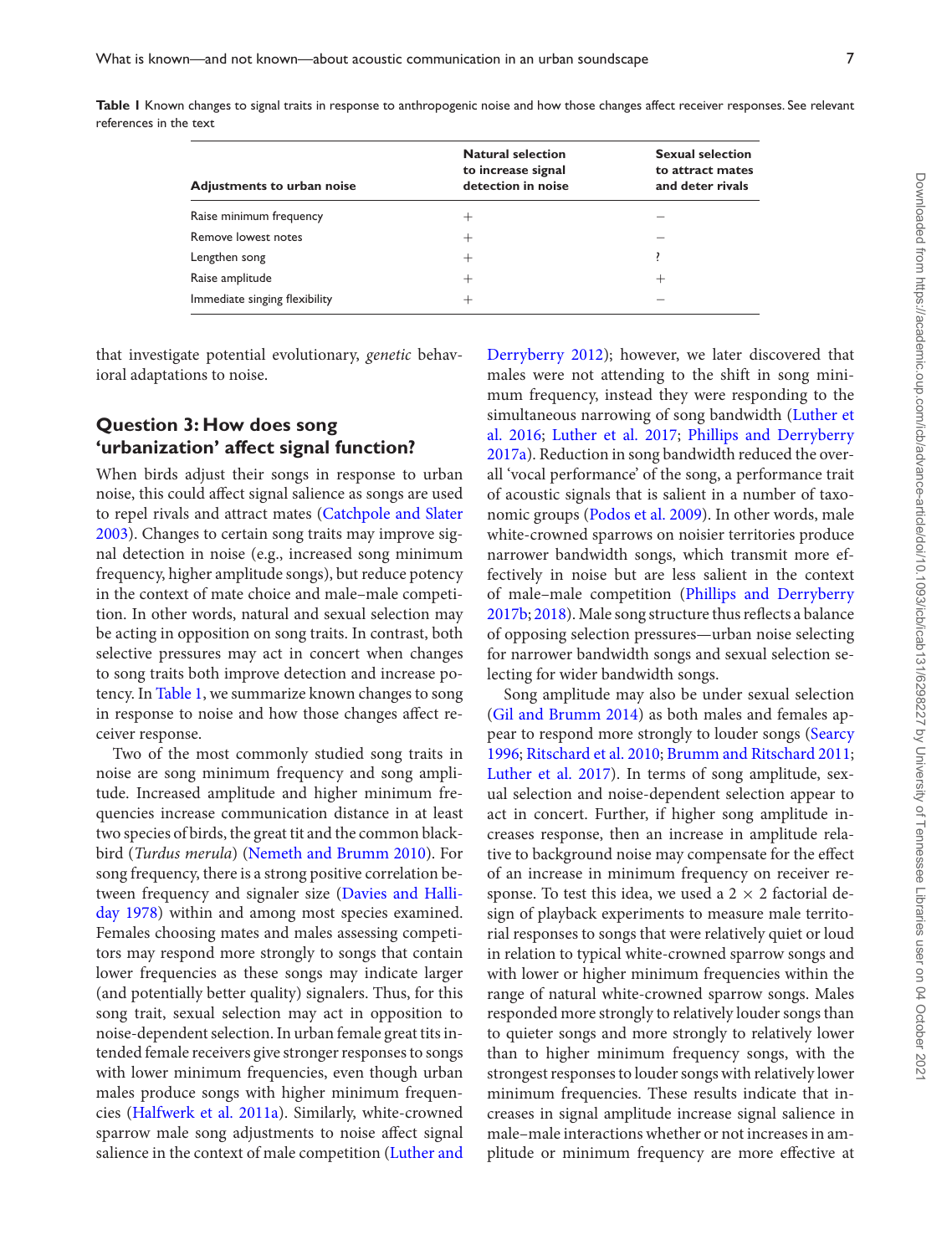**Table 1** Known changes to signal traits in response to anthropogenic noise and how those changes affect receiver responses. See relevant references in the text

| Adjustments to urban noise | Natural selection to increase signal detection in noise | Sexual selection to attract mates and deter rivals |
|---|---|---|
| Raise minimum frequency | + | − |
| Remove lowest notes | + | − |
| Lengthen song | + | ? |
| Raise amplitude | + | + |
| Immediate singing flexibility | + | − |

that investigate potential evolutionary, *genetic* behavioral adaptations to noise.

## Question 3: How does song 'urbanization' affect signal function?

When birds adjust their songs in response to urban noise, this could affect signal salience as songs are used to repel rivals and attract mates (Catchpole and Slater 2003). Changes to certain song traits may improve signal detection in noise (e.g., increased song minimum frequency, higher amplitude songs), but reduce potency in the context of mate choice and male–male competition. In other words, natural and sexual selection may be acting in opposition on song traits. In contrast, both selective pressures may act in concert when changes to song traits both improve detection and increase potency. In Table 1, we summarize known changes to song in response to noise and how those changes affect receiver response.

Two of the most commonly studied song traits in noise are song minimum frequency and song amplitude. Increased amplitude and higher minimum frequencies increase communication distance in at least two species of birds, the great tit and the common blackbird (*Turdus merula*) (Nemeth and Brumm 2010). For song frequency, there is a strong positive correlation between frequency and signaler size (Davies and Halliday 1978) within and among most species examined. Females choosing mates and males assessing competitors may respond more strongly to songs that contain lower frequencies as these songs may indicate larger (and potentially better quality) signalers. Thus, for this song trait, sexual selection may act in opposition to noise-dependent selection. In urban female great tits intended female receivers give stronger responses to songs with lower minimum frequencies, even though urban males produce songs with higher minimum frequencies (Halfwerk et al. 2011a). Similarly, white-crowned sparrow male song adjustments to noise affect signal salience in the context of male competition (Luther and Derryberry 2012); however, we later discovered that males were not attending to the shift in song minimum frequency, instead they were responding to the simultaneous narrowing of song bandwidth (Luther et al. 2016; Luther et al. 2017; Phillips and Derryberry 2017a). Reduction in song bandwidth reduced the overall 'vocal performance' of the song, a performance trait of acoustic signals that is salient in a number of taxonomic groups (Podos et al. 2009). In other words, male white-crowned sparrows on noisier territories produce narrower bandwidth songs, which transmit more effectively in noise but are less salient in the context of male–male competition (Phillips and Derryberry 2017b; 2018). Male song structure thus reflects a balance of opposing selection pressures—urban noise selecting for narrower bandwidth songs and sexual selection selecting for wider bandwidth songs.

Song amplitude may also be under sexual selection (Gil and Brumm 2014) as both males and females appear to respond more strongly to louder songs (Searcy 1996; Ritschard et al. 2010; Brumm and Ritschard 2011; Luther et al. 2017). In terms of song amplitude, sexual selection and noise-dependent selection appear to act in concert. Further, if higher song amplitude increases response, then an increase in amplitude relative to background noise may compensate for the effect of an increase in minimum frequency on receiver response. To test this idea, we used a 2 × 2 factorial design of playback experiments to measure male territorial responses to songs that were relatively quiet or loud in relation to typical white-crowned sparrow songs and with lower or higher minimum frequencies within the range of natural white-crowned sparrow songs. Males responded more strongly to relatively louder songs than to quieter songs and more strongly to relatively lower than to higher minimum frequency songs, with the strongest responses to louder songs with relatively lower minimum frequencies. These results indicate that increases in signal amplitude increase signal salience in male–male interactions whether or not increases in amplitude or minimum frequency are more effective at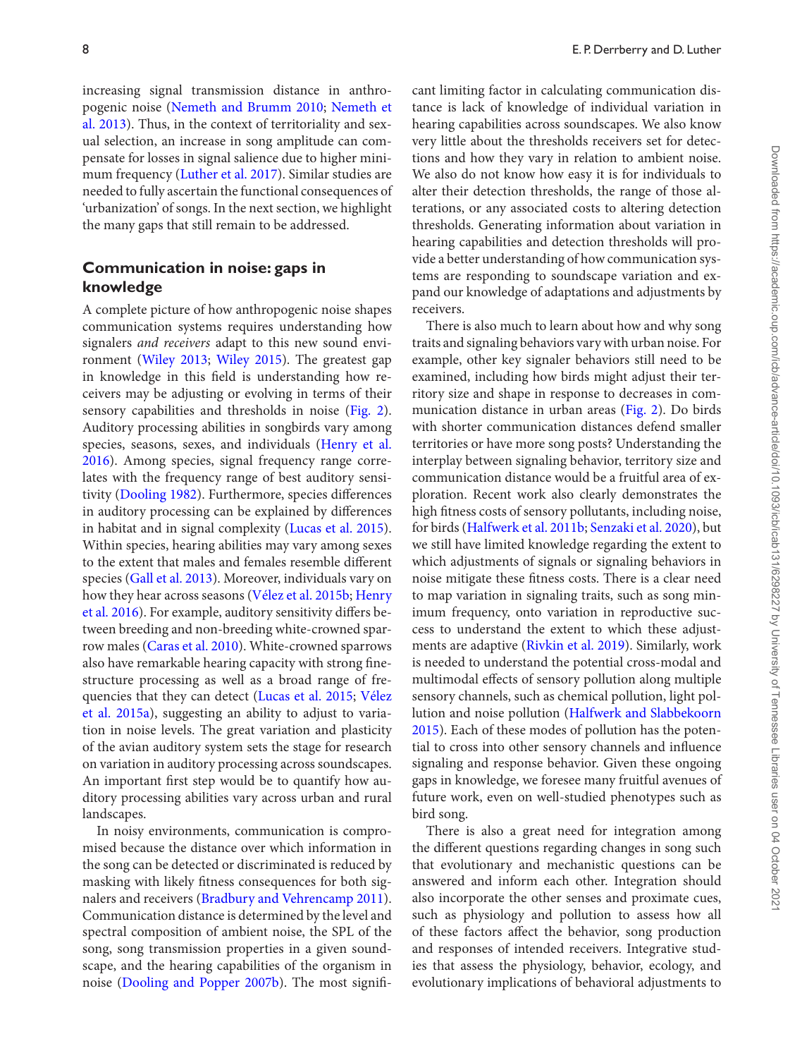increasing signal transmission distance in anthropogenic noise (Nemeth and Brumm 2010; Nemeth et al. 2013). Thus, in the context of territoriality and sexual selection, an increase in song amplitude can compensate for losses in signal salience due to higher minimum frequency (Luther et al. 2017). Similar studies are needed to fully ascertain the functional consequences of 'urbanization' of songs. In the next section, we highlight the many gaps that still remain to be addressed.

## Communication in noise: gaps in knowledge

A complete picture of how anthropogenic noise shapes communication systems requires understanding how signalers *and receivers* adapt to this new sound environment (Wiley 2013; Wiley 2015). The greatest gap in knowledge in this field is understanding how receivers may be adjusting or evolving in terms of their sensory capabilities and thresholds in noise (Fig. 2). Auditory processing abilities in songbirds vary among species, seasons, sexes, and individuals (Henry et al. 2016). Among species, signal frequency range correlates with the frequency range of best auditory sensitivity (Dooling 1982). Furthermore, species differences in auditory processing can be explained by differences in habitat and in signal complexity (Lucas et al. 2015). Within species, hearing abilities may vary among sexes to the extent that males and females resemble different species (Gall et al. 2013). Moreover, individuals vary on how they hear across seasons (Vélez et al. 2015b; Henry et al. 2016). For example, auditory sensitivity differs between breeding and non-breeding white-crowned sparrow males (Caras et al. 2010). White-crowned sparrows also have remarkable hearing capacity with strong fine-structure processing as well as a broad range of frequencies that they can detect (Lucas et al. 2015; Vélez et al. 2015a), suggesting an ability to adjust to variation in noise levels. The great variation and plasticity of the avian auditory system sets the stage for research on variation in auditory processing across soundscapes. An important first step would be to quantify how auditory processing abilities vary across urban and rural landscapes.

In noisy environments, communication is compromised because the distance over which information in the song can be detected or discriminated is reduced by masking with likely fitness consequences for both signalers and receivers (Bradbury and Vehrencamp 2011). Communication distance is determined by the level and spectral composition of ambient noise, the SPL of the song, song transmission properties in a given soundscape, and the hearing capabilities of the organism in noise (Dooling and Popper 2007b). The most significant limiting factor in calculating communication distance is lack of knowledge of individual variation in hearing capabilities across soundscapes. We also know very little about the thresholds receivers set for detections and how they vary in relation to ambient noise. We also do not know how easy it is for individuals to alter their detection thresholds, the range of those alterations, or any associated costs to altering detection thresholds. Generating information about variation in hearing capabilities and detection thresholds will provide a better understanding of how communication systems are responding to soundscape variation and expand our knowledge of adaptations and adjustments by receivers.

There is also much to learn about how and why song traits and signaling behaviors vary with urban noise. For example, other key signaler behaviors still need to be examined, including how birds might adjust their territory size and shape in response to decreases in communication distance in urban areas (Fig. 2). Do birds with shorter communication distances defend smaller territories or have more song posts? Understanding the interplay between signaling behavior, territory size and communication distance would be a fruitful area of exploration. Recent work also clearly demonstrates the high fitness costs of sensory pollutants, including noise, for birds (Halfwerk et al. 2011b; Senzaki et al. 2020), but we still have limited knowledge regarding the extent to which adjustments of signals or signaling behaviors in noise mitigate these fitness costs. There is a clear need to map variation in signaling traits, such as song minimum frequency, onto variation in reproductive success to understand the extent to which these adjustments are adaptive (Rivkin et al. 2019). Similarly, work is needed to understand the potential cross-modal and multimodal effects of sensory pollution along multiple sensory channels, such as chemical pollution, light pollution and noise pollution (Halfwerk and Slabbekoorn 2015). Each of these modes of pollution has the potential to cross into other sensory channels and influence signaling and response behavior. Given these ongoing gaps in knowledge, we foresee many fruitful avenues of future work, even on well-studied phenotypes such as bird song.

There is also a great need for integration among the different questions regarding changes in song such that evolutionary and mechanistic questions can be answered and inform each other. Integration should also incorporate the other senses and proximate cues, such as physiology and pollution to assess how all of these factors affect the behavior, song production and responses of intended receivers. Integrative studies that assess the physiology, behavior, ecology, and evolutionary implications of behavioral adjustments to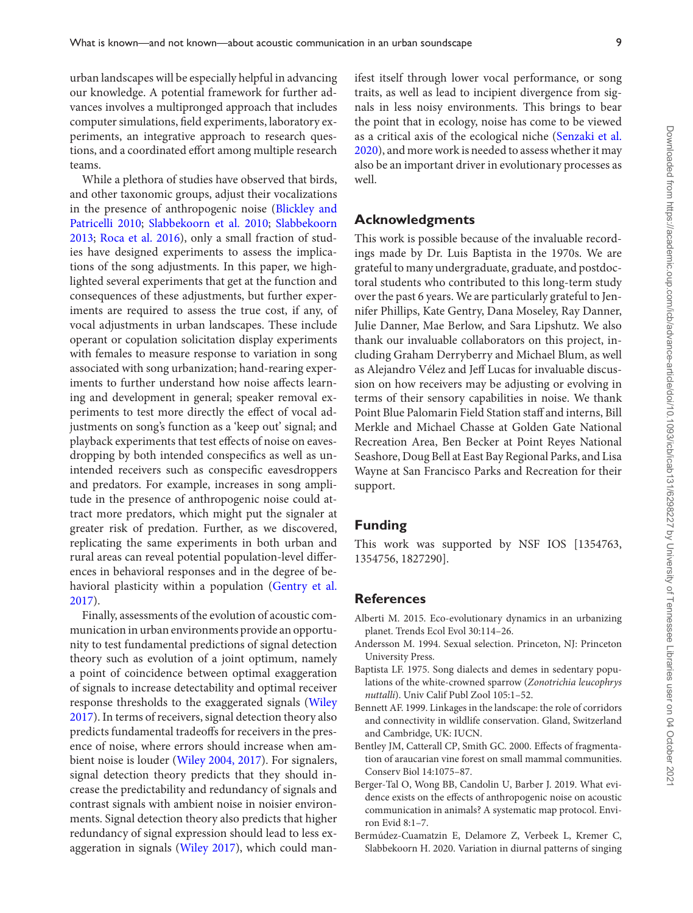urban landscapes will be especially helpful in advancing our knowledge. A potential framework for further advances involves a multipronged approach that includes computer simulations, field experiments, laboratory experiments, an integrative approach to research questions, and a coordinated effort among multiple research teams.

While a plethora of studies have observed that birds, and other taxonomic groups, adjust their vocalizations in the presence of anthropogenic noise (Blickley and Patricelli 2010; Slabbekoorn et al. 2010; Slabbekoorn 2013; Roca et al. 2016), only a small fraction of studies have designed experiments to assess the implications of the song adjustments. In this paper, we highlighted several experiments that get at the function and consequences of these adjustments, but further experiments are required to assess the true cost, if any, of vocal adjustments in urban landscapes. These include operant or copulation solicitation display experiments with females to measure response to variation in song associated with song urbanization; hand-rearing experiments to further understand how noise affects learning and development in general; speaker removal experiments to test more directly the effect of vocal adjustments on song's function as a 'keep out' signal; and playback experiments that test effects of noise on eavesdropping by both intended conspecifics as well as unintended receivers such as conspecific eavesdroppers and predators. For example, increases in song amplitude in the presence of anthropogenic noise could attract more predators, which might put the signaler at greater risk of predation. Further, as we discovered, replicating the same experiments in both urban and rural areas can reveal potential population-level differences in behavioral responses and in the degree of behavioral plasticity within a population (Gentry et al. 2017).

Finally, assessments of the evolution of acoustic communication in urban environments provide an opportunity to test fundamental predictions of signal detection theory such as evolution of a joint optimum, namely a point of coincidence between optimal exaggeration of signals to increase detectability and optimal receiver response thresholds to the exaggerated signals (Wiley 2017). In terms of receivers, signal detection theory also predicts fundamental tradeoffs for receivers in the presence of noise, where errors should increase when ambient noise is louder (Wiley 2004, 2017). For signalers, signal detection theory predicts that they should increase the predictability and redundancy of signals and contrast signals with ambient noise in noisier environments. Signal detection theory also predicts that higher redundancy of signal expression should lead to less exaggeration in signals (Wiley 2017), which could manifest itself through lower vocal performance, or song traits, as well as lead to incipient divergence from signals in less noisy environments. This brings to bear the point that in ecology, noise has come to be viewed as a critical axis of the ecological niche (Senzaki et al. 2020), and more work is needed to assess whether it may also be an important driver in evolutionary processes as well.

## Acknowledgments

This work is possible because of the invaluable recordings made by Dr. Luis Baptista in the 1970s. We are grateful to many undergraduate, graduate, and postdoctoral students who contributed to this long-term study over the past 6 years. We are particularly grateful to Jennifer Phillips, Kate Gentry, Dana Moseley, Ray Danner, Julie Danner, Mae Berlow, and Sara Lipshutz. We also thank our invaluable collaborators on this project, including Graham Derryberry and Michael Blum, as well as Alejandro Vélez and Jeff Lucas for invaluable discussion on how receivers may be adjusting or evolving in terms of their sensory capabilities in noise. We thank Point Blue Palomarin Field Station staff and interns, Bill Merkle and Michael Chasse at Golden Gate National Recreation Area, Ben Becker at Point Reyes National Seashore, Doug Bell at East Bay Regional Parks, and Lisa Wayne at San Francisco Parks and Recreation for their support.

## Funding

This work was supported by NSF IOS [1354763, 1354756, 1827290].

## References

Alberti M. 2015. Eco-evolutionary dynamics in an urbanizing planet. Trends Ecol Evol 30:114–26.

Andersson M. 1994. Sexual selection. Princeton, NJ: Princeton University Press.

Baptista LF. 1975. Song dialects and demes in sedentary populations of the white-crowned sparrow (*Zonotrichia leucophrys nuttalli*). Univ Calif Publ Zool 105:1–52.

Bennett AF. 1999. Linkages in the landscape: the role of corridors and connectivity in wildlife conservation. Gland, Switzerland and Cambridge, UK: IUCN.

Bentley JM, Catterall CP, Smith GC. 2000. Effects of fragmentation of araucarian vine forest on small mammal communities. Conserv Biol 14:1075–87.

Berger-Tal O, Wong BB, Candolin U, Barber J. 2019. What evidence exists on the effects of anthropogenic noise on acoustic communication in animals? A systematic map protocol. Environ Evid 8:1–7.

Bermúdez-Cuamatzin E, Delamore Z, Verbeek L, Kremer C, Slabbekoorn H. 2020. Variation in diurnal patterns of singing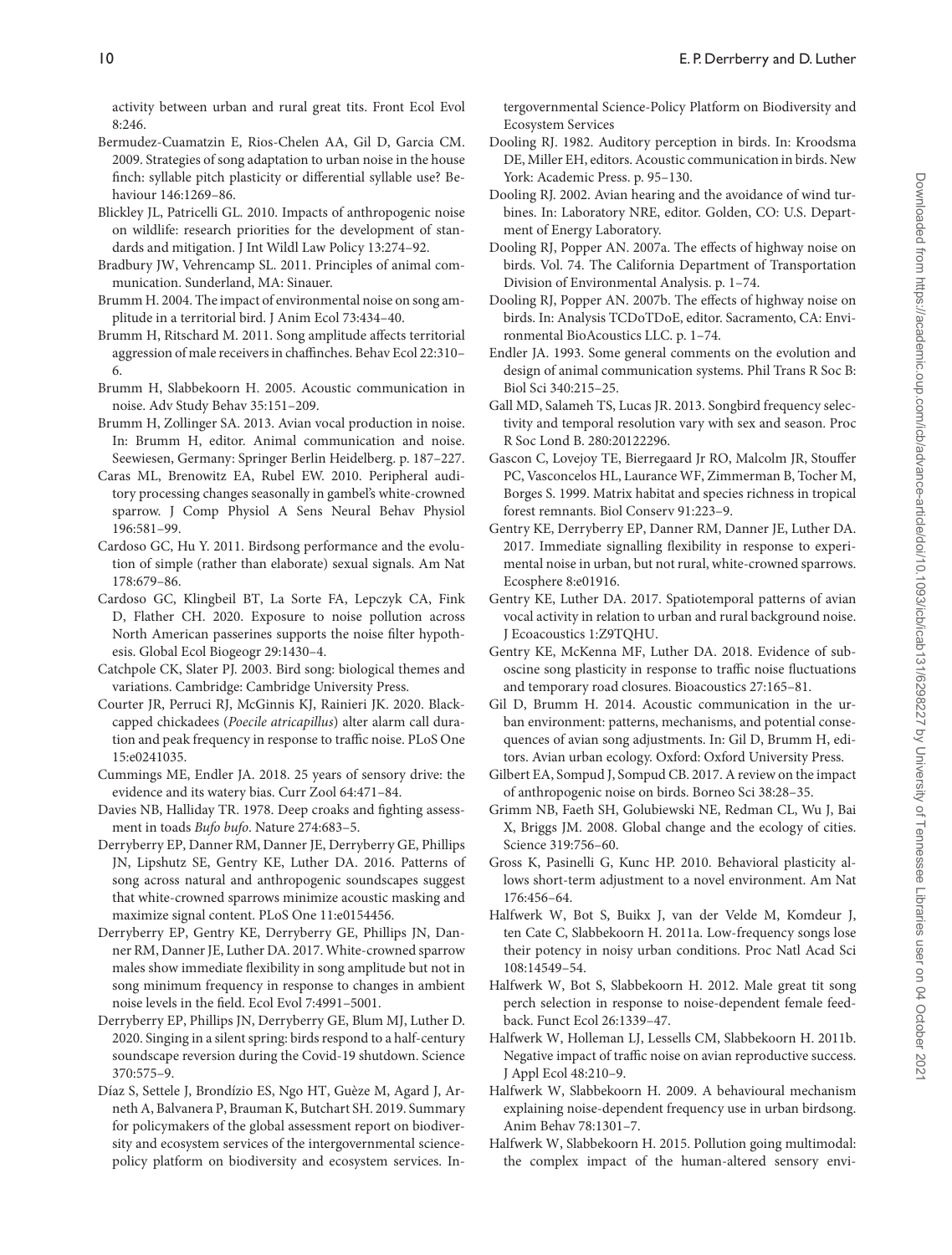activity between urban and rural great tits. Front Ecol Evol 8:246.

Bermudez-Cuamatzin E, Rios-Chelen AA, Gil D, Garcia CM. 2009. Strategies of song adaptation to urban noise in the house finch: syllable pitch plasticity or differential syllable use? Behaviour 146:1269–86.

Blickley JL, Patricelli GL. 2010. Impacts of anthropogenic noise on wildlife: research priorities for the development of standards and mitigation. J Int Wildl Law Policy 13:274–92.

Bradbury JW, Vehrencamp SL. 2011. Principles of animal communication. Sunderland, MA: Sinauer.

Brumm H. 2004. The impact of environmental noise on song amplitude in a territorial bird. J Anim Ecol 73:434–40.

Brumm H, Ritschard M. 2011. Song amplitude affects territorial aggression of male receivers in chaffinches. Behav Ecol 22:310–6.

Brumm H, Slabbekoorn H. 2005. Acoustic communication in noise. Adv Study Behav 35:151–209.

Brumm H, Zollinger SA. 2013. Avian vocal production in noise. In: Brumm H, editor. Animal communication and noise. Seewiesen, Germany: Springer Berlin Heidelberg. p. 187–227.

Caras ML, Brenowitz EA, Rubel EW. 2010. Peripheral auditory processing changes seasonally in gambel's white-crowned sparrow. J Comp Physiol A Sens Neural Behav Physiol 196:581–99.

Cardoso GC, Hu Y. 2011. Birdsong performance and the evolution of simple (rather than elaborate) sexual signals. Am Nat 178:679–86.

Cardoso GC, Klingbeil BT, La Sorte FA, Lepczyk CA, Fink D, Flather CH. 2020. Exposure to noise pollution across North American passerines supports the noise filter hypothesis. Global Ecol Biogeogr 29:1430–4.

Catchpole CK, Slater PJ. 2003. Bird song: biological themes and variations. Cambridge: Cambridge University Press.

Courter JR, Perruci RJ, McGinnis KJ, Rainieri JK. 2020. Black-capped chickadees (*Poecile atricapillus*) alter alarm call duration and peak frequency in response to traffic noise. PLoS One 15:e0241035.

Cummings ME, Endler JA. 2018. 25 years of sensory drive: the evidence and its watery bias. Curr Zool 64:471–84.

Davies NB, Halliday TR. 1978. Deep croaks and fighting assessment in toads *Bufo bufo*. Nature 274:683–5.

Derryberry EP, Danner RM, Danner JE, Derryberry GE, Phillips JN, Lipshutz SE, Gentry KE, Luther DA. 2016. Patterns of song across natural and anthropogenic soundscapes suggest that white-crowned sparrows minimize acoustic masking and maximize signal content. PLoS One 11:e0154456.

Derryberry EP, Gentry KE, Derryberry GE, Phillips JN, Danner RM, Danner JE, Luther DA. 2017. White-crowned sparrow males show immediate flexibility in song amplitude but not in song minimum frequency in response to changes in ambient noise levels in the field. Ecol Evol 7:4991–5001.

Derryberry EP, Phillips JN, Derryberry GE, Blum MJ, Luther D. 2020. Singing in a silent spring: birds respond to a half-century soundscape reversion during the Covid-19 shutdown. Science 370:575–9.

Díaz S, Settele J, Brondízio ES, Ngo HT, Guèze M, Agard J, Arneth A, Balvanera P, Brauman K, Butchart SH. 2019. Summary for policymakers of the global assessment report on biodiversity and ecosystem services of the intergovernmental science-policy platform on biodiversity and ecosystem services. Intergovernmental Science-Policy Platform on Biodiversity and Ecosystem Services

Dooling RJ. 1982. Auditory perception in birds. In: Kroodsma DE, Miller EH, editors. Acoustic communication in birds. New York: Academic Press. p. 95–130.

Dooling RJ. 2002. Avian hearing and the avoidance of wind turbines. In: Laboratory NRE, editor. Golden, CO: U.S. Department of Energy Laboratory.

Dooling RJ, Popper AN. 2007a. The effects of highway noise on birds. Vol. 74. The California Department of Transportation Division of Environmental Analysis. p. 1–74.

Dooling RJ, Popper AN. 2007b. The effects of highway noise on birds. In: Analysis TCDoTDoE, editor. Sacramento, CA: Environmental BioAcoustics LLC. p. 1–74.

Endler JA. 1993. Some general comments on the evolution and design of animal communication systems. Phil Trans R Soc B: Biol Sci 340:215–25.

Gall MD, Salameh TS, Lucas JR. 2013. Songbird frequency selectivity and temporal resolution vary with sex and season. Proc R Soc Lond B. 280:20122296.

Gascon C, Lovejoy TE, Bierregaard Jr RO, Malcolm JR, Stouffer PC, Vasconcelos HL, Laurance WF, Zimmerman B, Tocher M, Borges S. 1999. Matrix habitat and species richness in tropical forest remnants. Biol Conserv 91:223–9.

Gentry KE, Derryberry EP, Danner RM, Danner JE, Luther DA. 2017. Immediate signalling flexibility in response to experimental noise in urban, but not rural, white-crowned sparrows. Ecosphere 8:e01916.

Gentry KE, Luther DA. 2017. Spatiotemporal patterns of avian vocal activity in relation to urban and rural background noise. J Ecoacoustics 1:Z9TQHU.

Gentry KE, McKenna MF, Luther DA. 2018. Evidence of suboscine song plasticity in response to traffic noise fluctuations and temporary road closures. Bioacoustics 27:165–81.

Gil D, Brumm H. 2014. Acoustic communication in the urban environment: patterns, mechanisms, and potential consequences of avian song adjustments. In: Gil D, Brumm H, editors. Avian urban ecology. Oxford: Oxford University Press.

Gilbert EA, Sompud J, Sompud CB. 2017. A review on the impact of anthropogenic noise on birds. Borneo Sci 38:28–35.

Grimm NB, Faeth SH, Golubiewski NE, Redman CL, Wu J, Bai X, Briggs JM. 2008. Global change and the ecology of cities. Science 319:756–60.

Gross K, Pasinelli G, Kunc HP. 2010. Behavioral plasticity allows short-term adjustment to a novel environment. Am Nat 176:456–64.

Halfwerk W, Bot S, Buikx J, van der Velde M, Komdeur J, ten Cate C, Slabbekoorn H. 2011a. Low-frequency songs lose their potency in noisy urban conditions. Proc Natl Acad Sci 108:14549–54.

Halfwerk W, Bot S, Slabbekoorn H. 2012. Male great tit song perch selection in response to noise-dependent female feedback. Funct Ecol 26:1339–47.

Halfwerk W, Holleman LJ, Lessells CM, Slabbekoorn H. 2011b. Negative impact of traffic noise on avian reproductive success. J Appl Ecol 48:210–9.

Halfwerk W, Slabbekoorn H. 2009. A behavioural mechanism explaining noise-dependent frequency use in urban birdsong. Anim Behav 78:1301–7.

Halfwerk W, Slabbekoorn H. 2015. Pollution going multimodal: the complex impact of the human-altered sensory envi-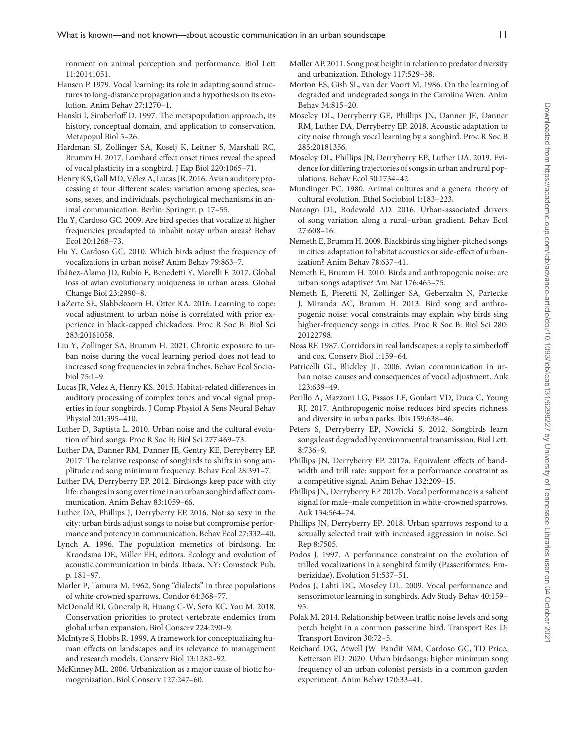ronment on animal perception and performance. Biol Lett 11:20141051.

Hansen P. 1979. Vocal learning: its role in adapting sound structures to long-distance propagation and a hypothesis on its evolution. Anim Behav 27:1270–1.

Hanski I, Simberloff D. 1997. The metapopulation approach, its history, conceptual domain, and application to conservation. Metapopul Biol 5–26.

Hardman SI, Zollinger SA, Koselj K, Leitner S, Marshall RC, Brumm H. 2017. Lombard effect onset times reveal the speed of vocal plasticity in a songbird. J Exp Biol 220:1065–71.

Henry KS, Gall MD, Vélez A, Lucas JR. 2016. Avian auditory processing at four different scales: variation among species, seasons, sexes, and individuals. psychological mechanisms in animal communication. Berlin: Springer. p. 17–55.

Hu Y, Cardoso GC. 2009. Are bird species that vocalize at higher frequencies preadapted to inhabit noisy urban areas? Behav Ecol 20:1268–73.

Hu Y, Cardoso GC. 2010. Which birds adjust the frequency of vocalizations in urban noise? Anim Behav 79:863–7.

Ibáñez-Álamo JD, Rubio E, Benedetti Y, Morelli F. 2017. Global loss of avian evolutionary uniqueness in urban areas. Global Change Biol 23:2990–8.

LaZerte SE, Slabbekoorn H, Otter KA. 2016. Learning to cope: vocal adjustment to urban noise is correlated with prior experience in black-capped chickadees. Proc R Soc B: Biol Sci 283:20161058.

Liu Y, Zollinger SA, Brumm H. 2021. Chronic exposure to urban noise during the vocal learning period does not lead to increased song frequencies in zebra finches. Behav Ecol Sociobiol 75:1–9.

Lucas JR, Velez A, Henry KS. 2015. Habitat-related differences in auditory processing of complex tones and vocal signal properties in four songbirds. J Comp Physiol A Sens Neural Behav Physiol 201:395–410.

Luther D, Baptista L. 2010. Urban noise and the cultural evolution of bird songs. Proc R Soc B: Biol Sci 277:469–73.

Luther DA, Danner RM, Danner JE, Gentry KE, Derryberry EP. 2017. The relative response of songbirds to shifts in song amplitude and song minimum frequency. Behav Ecol 28:391–7.

Luther DA, Derryberry EP. 2012. Birdsongs keep pace with city life: changes in song over time in an urban songbird affect communication. Anim Behav 83:1059–66.

Luther DA, Phillips J, Derryberry EP. 2016. Not so sexy in the city: urban birds adjust songs to noise but compromise performance and potency in communication. Behav Ecol 27:332–40.

Lynch A. 1996. The population memetics of birdsong. In: Kroodsma DE, Miller EH, editors. Ecology and evolution of acoustic communication in birds. Ithaca, NY: Comstock Pub. p. 181–97.

Marler P, Tamura M. 1962. Song "dialects" in three populations of white-crowned sparrows. Condor 64:368–77.

McDonald RI, Güneralp B, Huang C-W, Seto KC, You M. 2018. Conservation priorities to protect vertebrate endemics from global urban expansion. Biol Conserv 224:290–9.

McIntyre S, Hobbs R. 1999. A framework for conceptualizing human effects on landscapes and its relevance to management and research models. Conserv Biol 13:1282–92.

McKinney ML. 2006. Urbanization as a major cause of biotic homogenization. Biol Conserv 127:247–60.

Møller AP. 2011. Song post height in relation to predator diversity and urbanization. Ethology 117:529–38.

Morton ES, Gish SL, van der Voort M. 1986. On the learning of degraded and undegraded songs in the Carolina Wren. Anim Behav 34:815–20.

Moseley DL, Derryberry GE, Phillips JN, Danner JE, Danner RM, Luther DA, Derryberry EP. 2018. Acoustic adaptation to city noise through vocal learning by a songbird. Proc R Soc B 285:20181356.

Moseley DL, Phillips JN, Derryberry EP, Luther DA. 2019. Evidence for differing trajectories of songs in urban and rural populations. Behav Ecol 30:1734–42.

Mundinger PC. 1980. Animal cultures and a general theory of cultural evolution. Ethol Sociobiol 1:183–223.

Narango DL, Rodewald AD. 2016. Urban-associated drivers of song variation along a rural–urban gradient. Behav Ecol 27:608–16.

Nemeth E, Brumm H. 2009. Blackbirds sing higher-pitched songs in cities: adaptation to habitat acoustics or side-effect of urbanization? Anim Behav 78:637–41.

Nemeth E, Brumm H. 2010. Birds and anthropogenic noise: are urban songs adaptive? Am Nat 176:465–75.

Nemeth E, Pieretti N, Zollinger SA, Geberzahn N, Partecke J, Miranda AC, Brumm H. 2013. Bird song and anthropogenic noise: vocal constraints may explain why birds sing higher-frequency songs in cities. Proc R Soc B: Biol Sci 280: 20122798.

Noss RF. 1987. Corridors in real landscapes: a reply to simberloff and cox. Conserv Biol 1:159–64.

Patricelli GL, Blickley JL. 2006. Avian communication in urban noise: causes and consequences of vocal adjustment. Auk 123:639–49.

Perillo A, Mazzoni LG, Passos LF, Goulart VD, Duca C, Young RJ. 2017. Anthropogenic noise reduces bird species richness and diversity in urban parks. Ibis 159:638–46.

Peters S, Derryberry EP, Nowicki S. 2012. Songbirds learn songs least degraded by environmental transmission. Biol Lett. 8:736–9.

Phillips JN, Derryberry EP. 2017a. Equivalent effects of bandwidth and trill rate: support for a performance constraint as a competitive signal. Anim Behav 132:209–15.

Phillips JN, Derryberry EP. 2017b. Vocal performance is a salient signal for male–male competition in white-crowned sparrows. Auk 134:564–74.

Phillips JN, Derryberry EP. 2018. Urban sparrows respond to a sexually selected trait with increased aggression in noise. Sci Rep 8:7505.

Podos J. 1997. A performance constraint on the evolution of trilled vocalizations in a songbird family (Passeriformes: Emberizidae). Evolution 51:537–51.

Podos J, Lahti DC, Moseley DL. 2009. Vocal performance and sensorimotor learning in songbirds. Adv Study Behav 40:159–95.

Polak M. 2014. Relationship between traffic noise levels and song perch height in a common passerine bird. Transport Res D: Transport Environ 30:72–5.

Reichard DG, Atwell JW, Pandit MM, Cardoso GC, TD Price, Ketterson ED. 2020. Urban birdsongs: higher minimum song frequency of an urban colonist persists in a common garden experiment. Anim Behav 170:33–41.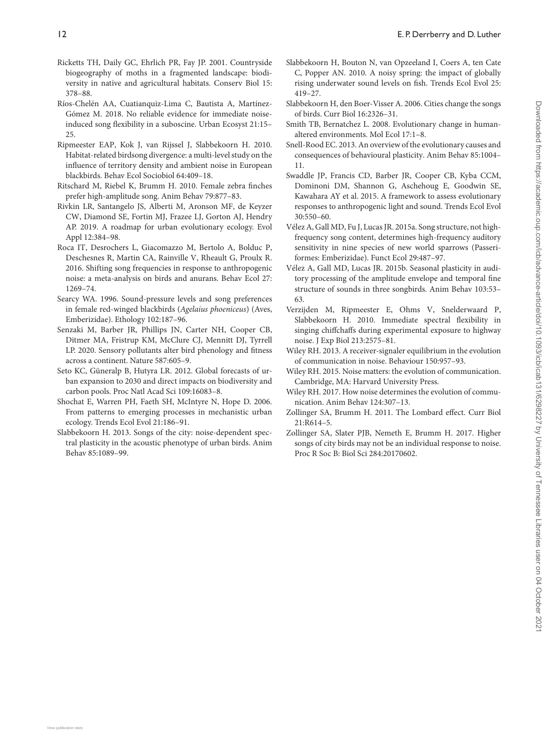Ricketts TH, Daily GC, Ehrlich PR, Fay JP. 2001. Countryside biogeography of moths in a fragmented landscape: biodiversity in native and agricultural habitats. Conserv Biol 15: 378–88.

Ríos-Chelén AA, Cuatianquiz-Lima C, Bautista A, Martínez-Gómez M. 2018. No reliable evidence for immediate noise-induced song flexibility in a suboscine. Urban Ecosyst 21:15–25.

Ripmeester EAP, Kok J, van Rijssel J, Slabbekoorn H. 2010. Habitat-related birdsong divergence: a multi-level study on the influence of territory density and ambient noise in European blackbirds. Behav Ecol Sociobiol 64:409–18.

Ritschard M, Riebel K, Brumm H. 2010. Female zebra finches prefer high-amplitude song. Anim Behav 79:877–83.

Rivkin LR, Santangelo JS, Alberti M, Aronson MF, de Keyzer CW, Diamond SE, Fortin MJ, Frazee LJ, Gorton AJ, Hendry AP. 2019. A roadmap for urban evolutionary ecology. Evol Appl 12:384–98.

Roca IT, Desrochers L, Giacomazzo M, Bertolo A, Bolduc P, Deschesnes R, Martin CA, Rainville V, Rheault G, Proulx R. 2016. Shifting song frequencies in response to anthropogenic noise: a meta-analysis on birds and anurans. Behav Ecol 27: 1269–74.

Searcy WA. 1996. Sound-pressure levels and song preferences in female red-winged blackbirds (*Agelaius phoeniceus*) (Aves, Emberizidae). Ethology 102:187–96.

Senzaki M, Barber JR, Phillips JN, Carter NH, Cooper CB, Ditmer MA, Fristrup KM, McClure CJ, Mennitt DJ, Tyrrell LP. 2020. Sensory pollutants alter bird phenology and fitness across a continent. Nature 587:605–9.

Seto KC, Güneralp B, Hutyra LR. 2012. Global forecasts of urban expansion to 2030 and direct impacts on biodiversity and carbon pools. Proc Natl Acad Sci 109:16083–8.

Shochat E, Warren PH, Faeth SH, McIntyre N, Hope D. 2006. From patterns to emerging processes in mechanistic urban ecology. Trends Ecol Evol 21:186–91.

Slabbekoorn H. 2013. Songs of the city: noise-dependent spectral plasticity in the acoustic phenotype of urban birds. Anim Behav 85:1089–99.

Slabbekoorn H, Bouton N, van Opzeeland I, Coers A, ten Cate C, Popper AN. 2010. A noisy spring: the impact of globally rising underwater sound levels on fish. Trends Ecol Evol 25: 419–27.

Slabbekoorn H, den Boer-Visser A. 2006. Cities change the songs of birds. Curr Biol 16:2326–31.

Smith TB, Bernatchez L. 2008. Evolutionary change in human-altered environments. Mol Ecol 17:1–8.

Snell-Rood EC. 2013. An overview of the evolutionary causes and consequences of behavioural plasticity. Anim Behav 85:1004–11.

Swaddle JP, Francis CD, Barber JR, Cooper CB, Kyba CCM, Dominoni DM, Shannon G, Aschehoug E, Goodwin SE, Kawahara AY et al. 2015. A framework to assess evolutionary responses to anthropogenic light and sound. Trends Ecol Evol 30:550–60.

Vélez A, Gall MD, Fu J, Lucas JR. 2015a. Song structure, not high-frequency song content, determines high-frequency auditory sensitivity in nine species of new world sparrows (Passeriformes: Emberizidae). Funct Ecol 29:487–97.

Vélez A, Gall MD, Lucas JR. 2015b. Seasonal plasticity in auditory processing of the amplitude envelope and temporal fine structure of sounds in three songbirds. Anim Behav 103:53–63.

Verzijden M, Ripmeester E, Ohms V, Snelderwaard P, Slabbekoorn H. 2010. Immediate spectral flexibility in singing chiffchaffs during experimental exposure to highway noise. J Exp Biol 213:2575–81.

Wiley RH. 2013. A receiver-signaler equilibrium in the evolution of communication in noise. Behaviour 150:957–93.

Wiley RH. 2015. Noise matters: the evolution of communication. Cambridge, MA: Harvard University Press.

Wiley RH. 2017. How noise determines the evolution of communication. Anim Behav 124:307–13.

Zollinger SA, Brumm H. 2011. The Lombard effect. Curr Biol 21:R614–5.

Zollinger SA, Slater PJB, Nemeth E, Brumm H. 2017. Higher songs of city birds may not be an individual response to noise. Proc R Soc B: Biol Sci 284:20170602.